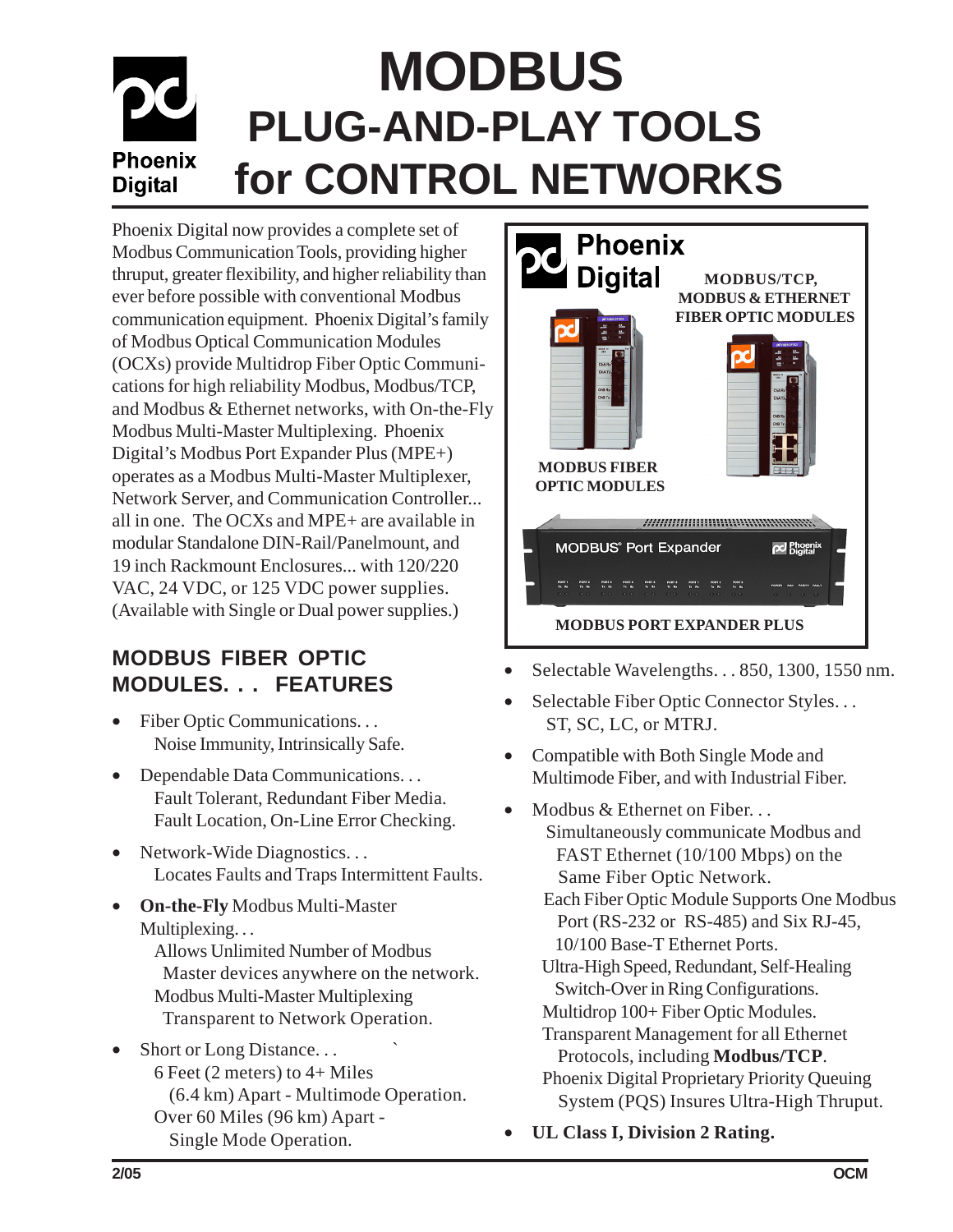# MODBUS PLUG-AND-PLAY TOOLS for CONTROL NETWORKS

Phoenix Digital now provides a complete set of Modbus Communication Tools, providing higher thruput, greater flexibility, and higher reliability than ever before possible with conventional Modbus communication equipment. Phoenix Digital's family of Modbus Optical Communication Modules (OCXs) provide Multidrop Fiber Optic Communications for high reliability Modbus, Modbus/TCP, and Modbus & Ethernet networks, with On-the-Fly Modbus Multi-Master Multiplexing. Phoenix Digital's Modbus Port Expander Plus (MPE+) operates as a Modbus Multi-Master Multiplexer, Network Server, and Communication Controller... all in one. The OCXs and MPE+ are available in modular Standalone DIN-Rail/Panelmount, and 19 inch Rackmount Enclosures... with 120/220 VAC, 24 VDC, or 125 VDC power supplies. (Available with Single or Dual power supplies.)

MODBUS/TCP, MODBUS & ETHERNET FIBER OPTIC MODULES

MODBUS FIBER OPTIC MODULES

MODBUS PORT EXPANDER PLUS

## MODBUS FIBER OPTIC MODULES. . . FEATURES

- Fiber Optic Communications. . .
  Noise Immunity, Intrinsically Safe.
- Dependable Data Communications. . .
  Fault Tolerant, Redundant Fiber Media.
  Fault Location, On-Line Error Checking.
- Network-Wide Diagnostics. . .
  Locates Faults and Traps Intermittent Faults.
- **On-the-Fly** Modbus Multi-Master Multiplexing. . .
  Allows Unlimited Number of Modbus Master devices anywhere on the network.
  Modbus Multi-Master Multiplexing Transparent to Network Operation.
- Short or Long Distance. . .
  6 Feet (2 meters) to 4+ Miles (6.4 km) Apart - Multimode Operation.
  Over 60 Miles (96 km) Apart - Single Mode Operation.
- Selectable Wavelengths. . . 850, 1300, 1550 nm.
- Selectable Fiber Optic Connector Styles. . .
  ST, SC, LC, or MTRJ.
- Compatible with Both Single Mode and Multimode Fiber, and with Industrial Fiber.
- Modbus & Ethernet on Fiber. . .
  Simultaneously communicate Modbus and FAST Ethernet (10/100 Mbps) on the Same Fiber Optic Network.
  Each Fiber Optic Module Supports One Modbus Port (RS-232 or RS-485) and Six RJ-45, 10/100 Base-T Ethernet Ports.
  Ultra-High Speed, Redundant, Self-Healing Switch-Over in Ring Configurations.
  Multidrop 100+ Fiber Optic Modules.
  Transparent Management for all Ethernet Protocols, including **Modbus/TCP**.
  Phoenix Digital Proprietary Priority Queuing System (PQS) Insures Ultra-High Thruput.
- **UL Class I, Division 2 Rating.**

2/05 OCM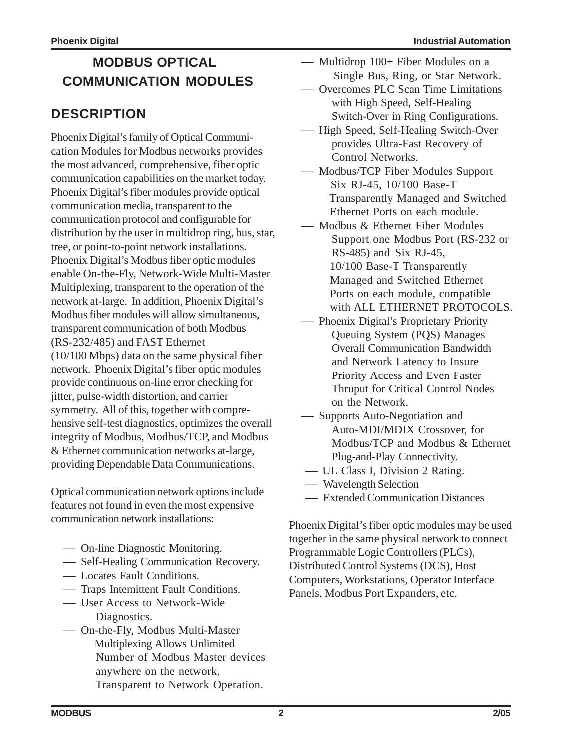# MODBUS OPTICAL COMMUNICATION MODULES

## DESCRIPTION

Phoenix Digital's family of Optical Communication Modules for Modbus networks provides the most advanced, comprehensive, fiber optic communication capabilities on the market today. Phoenix Digital's fiber modules provide optical communication media, transparent to the communication protocol and configurable for distribution by the user in multidrop ring, bus, star, tree, or point-to-point network installations. Phoenix Digital's Modbus fiber optic modules enable On-the-Fly, Network-Wide Multi-Master Multiplexing, transparent to the operation of the network at-large. In addition, Phoenix Digital's Modbus fiber modules will allow simultaneous, transparent communication of both Modbus (RS-232/485) and FAST Ethernet (10/100 Mbps) data on the same physical fiber network. Phoenix Digital's fiber optic modules provide continuous on-line error checking for jitter, pulse-width distortion, and carrier symmetry. All of this, together with comprehensive self-test diagnostics, optimizes the overall integrity of Modbus, Modbus/TCP, and Modbus & Ethernet communication networks at-large, providing Dependable Data Communications.

Optical communication network options include features not found in even the most expensive communication network installations:

- On-line Diagnostic Monitoring.
- Self-Healing Communication Recovery.
- Locates Fault Conditions.
- Traps Intemittent Fault Conditions.
- User Access to Network-Wide Diagnostics.
- On-the-Fly, Modbus Multi-Master Multiplexing Allows Unlimited Number of Modbus Master devices anywhere on the network, Transparent to Network Operation.
- Multidrop 100+ Fiber Modules on a Single Bus, Ring, or Star Network.
- Overcomes PLC Scan Time Limitations with High Speed, Self-Healing Switch-Over in Ring Configurations.
- High Speed, Self-Healing Switch-Over provides Ultra-Fast Recovery of Control Networks.
- Modbus/TCP Fiber Modules Support Six RJ-45, 10/100 Base-T Transparently Managed and Switched Ethernet Ports on each module.
- Modbus & Ethernet Fiber Modules Support one Modbus Port (RS-232 or RS-485) and Six RJ-45, 10/100 Base-T Transparently Managed and Switched Ethernet Ports on each module, compatible with ALL ETHERNET PROTOCOLS.
- Phoenix Digital's Proprietary Priority Queuing System (PQS) Manages Overall Communication Bandwidth and Network Latency to Insure Priority Access and Even Faster Thruput for Critical Control Nodes on the Network.
- Supports Auto-Negotiation and Auto-MDI/MDIX Crossover, for Modbus/TCP and Modbus & Ethernet Plug-and-Play Connectivity.
- UL Class I, Division 2 Rating.
- Wavelength Selection
- Extended Communication Distances

Phoenix Digital's fiber optic modules may be used together in the same physical network to connect Programmable Logic Controllers (PLCs), Distributed Control Systems (DCS), Host Computers, Workstations, Operator Interface Panels, Modbus Port Expanders, etc.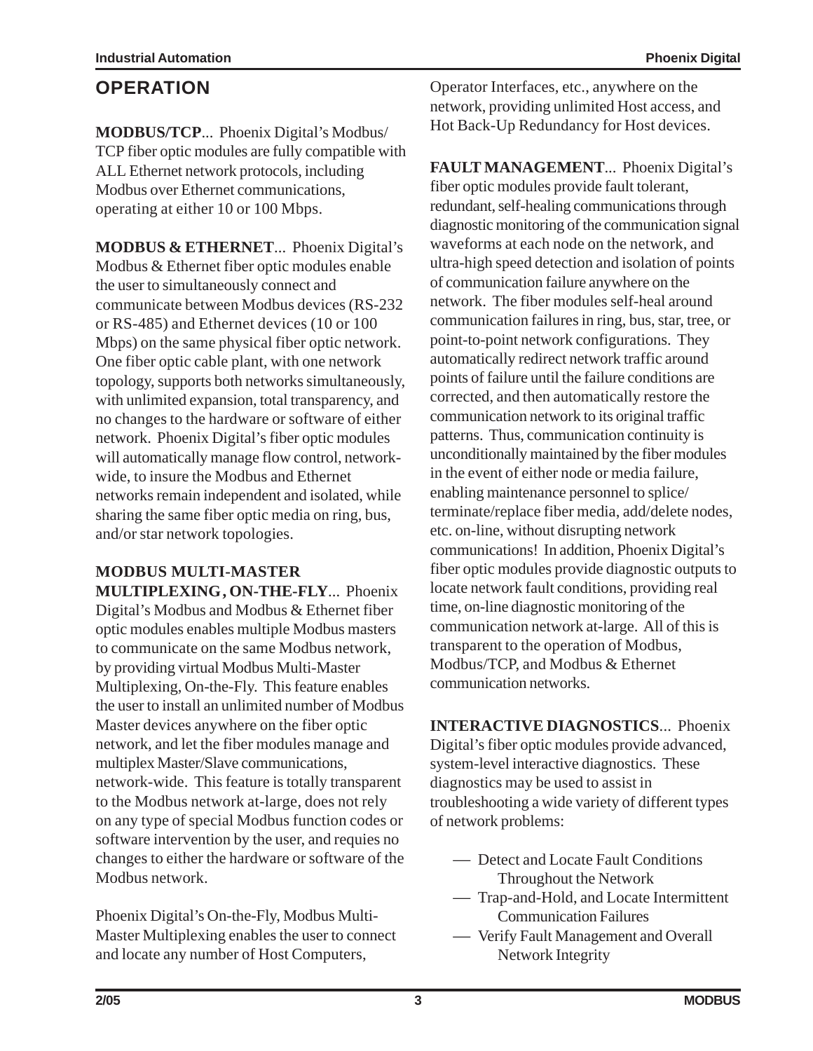## OPERATION

**MODBUS/TCP**... Phoenix Digital's Modbus/TCP fiber optic modules are fully compatible with ALL Ethernet network protocols, including Modbus over Ethernet communications, operating at either 10 or 100 Mbps.

**MODBUS & ETHERNET**... Phoenix Digital's Modbus & Ethernet fiber optic modules enable the user to simultaneously connect and communicate between Modbus devices (RS-232 or RS-485) and Ethernet devices (10 or 100 Mbps) on the same physical fiber optic network. One fiber optic cable plant, with one network topology, supports both networks simultaneously, with unlimited expansion, total transparency, and no changes to the hardware or software of either network. Phoenix Digital's fiber optic modules will automatically manage flow control, network-wide, to insure the Modbus and Ethernet networks remain independent and isolated, while sharing the same fiber optic media on ring, bus, and/or star network topologies.

**MODBUS MULTI-MASTER MULTIPLEXING, ON-THE-FLY**... Phoenix Digital's Modbus and Modbus & Ethernet fiber optic modules enables multiple Modbus masters to communicate on the same Modbus network, by providing virtual Modbus Multi-Master Multiplexing, On-the-Fly. This feature enables the user to install an unlimited number of Modbus Master devices anywhere on the fiber optic network, and let the fiber modules manage and multiplex Master/Slave communications, network-wide. This feature is totally transparent to the Modbus network at-large, does not rely on any type of special Modbus function codes or software intervention by the user, and requies no changes to either the hardware or software of the Modbus network.

Phoenix Digital's On-the-Fly, Modbus Multi-Master Multiplexing enables the user to connect and locate any number of Host Computers, Operator Interfaces, etc., anywhere on the network, providing unlimited Host access, and Hot Back-Up Redundancy for Host devices.

**FAULT MANAGEMENT**... Phoenix Digital's fiber optic modules provide fault tolerant, redundant, self-healing communications through diagnostic monitoring of the communication signal waveforms at each node on the network, and ultra-high speed detection and isolation of points of communication failure anywhere on the network. The fiber modules self-heal around communication failures in ring, bus, star, tree, or point-to-point network configurations. They automatically redirect network traffic around points of failure until the failure conditions are corrected, and then automatically restore the communication network to its original traffic patterns. Thus, communication continuity is unconditionally maintained by the fiber modules in the event of either node or media failure, enabling maintenance personnel to splice/terminate/replace fiber media, add/delete nodes, etc. on-line, without disrupting network communications! In addition, Phoenix Digital's fiber optic modules provide diagnostic outputs to locate network fault conditions, providing real time, on-line diagnostic monitoring of the communication network at-large. All of this is transparent to the operation of Modbus, Modbus/TCP, and Modbus & Ethernet communication networks.

**INTERACTIVE DIAGNOSTICS**... Phoenix Digital's fiber optic modules provide advanced, system-level interactive diagnostics. These diagnostics may be used to assist in troubleshooting a wide variety of different types of network problems:

- Detect and Locate Fault Conditions Throughout the Network
- Trap-and-Hold, and Locate Intermittent Communication Failures
- Verify Fault Management and Overall Network Integrity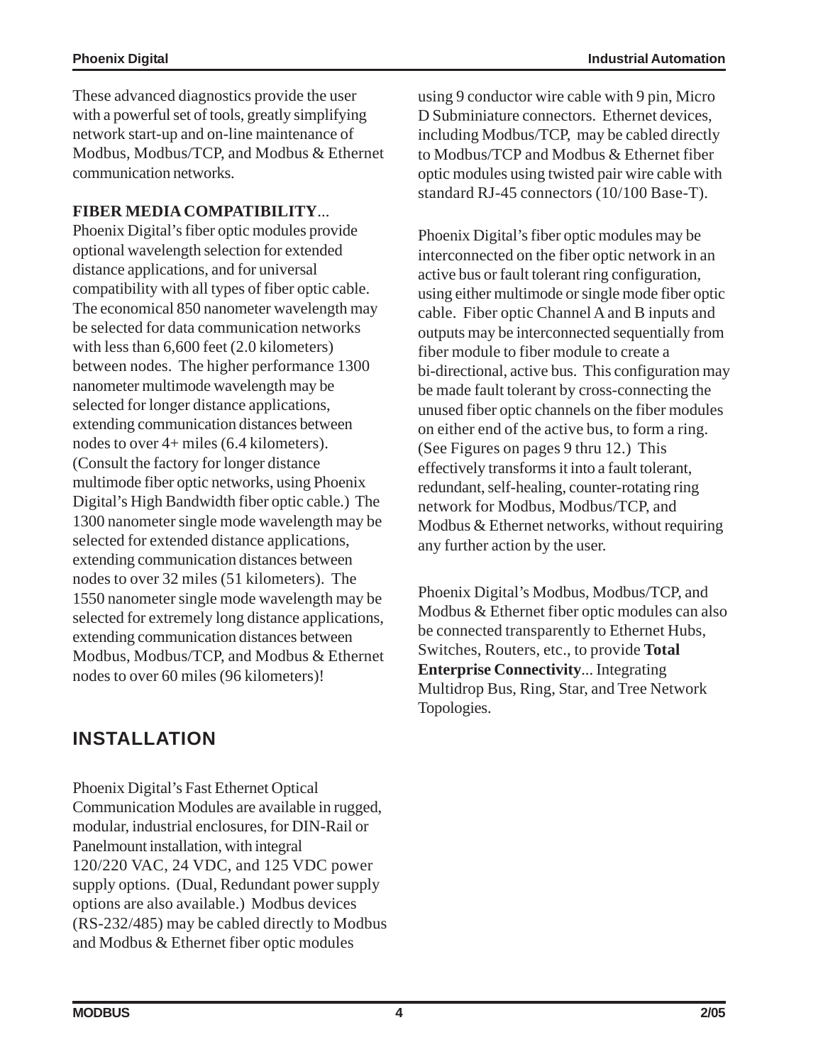These advanced diagnostics provide the user with a powerful set of tools, greatly simplifying network start-up and on-line maintenance of Modbus, Modbus/TCP, and Modbus & Ethernet communication networks.

**FIBER MEDIA COMPATIBILITY**...
Phoenix Digital's fiber optic modules provide optional wavelength selection for extended distance applications, and for universal compatibility with all types of fiber optic cable. The economical 850 nanometer wavelength may be selected for data communication networks with less than 6,600 feet (2.0 kilometers) between nodes. The higher performance 1300 nanometer multimode wavelength may be selected for longer distance applications, extending communication distances between nodes to over 4+ miles (6.4 kilometers). (Consult the factory for longer distance multimode fiber optic networks, using Phoenix Digital's High Bandwidth fiber optic cable.) The 1300 nanometer single mode wavelength may be selected for extended distance applications, extending communication distances between nodes to over 32 miles (51 kilometers). The 1550 nanometer single mode wavelength may be selected for extremely long distance applications, extending communication distances between Modbus, Modbus/TCP, and Modbus & Ethernet nodes to over 60 miles (96 kilometers)!

## INSTALLATION

Phoenix Digital's Fast Ethernet Optical Communication Modules are available in rugged, modular, industrial enclosures, for DIN-Rail or Panelmount installation, with integral 120/220 VAC, 24 VDC, and 125 VDC power supply options. (Dual, Redundant power supply options are also available.) Modbus devices (RS-232/485) may be cabled directly to Modbus and Modbus & Ethernet fiber optic modules using 9 conductor wire cable with 9 pin, Micro D Subminiature connectors. Ethernet devices, including Modbus/TCP, may be cabled directly to Modbus/TCP and Modbus & Ethernet fiber optic modules using twisted pair wire cable with standard RJ-45 connectors (10/100 Base-T).

Phoenix Digital's fiber optic modules may be interconnected on the fiber optic network in an active bus or fault tolerant ring configuration, using either multimode or single mode fiber optic cable. Fiber optic Channel A and B inputs and outputs may be interconnected sequentially from fiber module to fiber module to create a bi-directional, active bus. This configuration may be made fault tolerant by cross-connecting the unused fiber optic channels on the fiber modules on either end of the active bus, to form a ring. (See Figures on pages 9 thru 12.) This effectively transforms it into a fault tolerant, redundant, self-healing, counter-rotating ring network for Modbus, Modbus/TCP, and Modbus & Ethernet networks, without requiring any further action by the user.

Phoenix Digital's Modbus, Modbus/TCP, and Modbus & Ethernet fiber optic modules can also be connected transparently to Ethernet Hubs, Switches, Routers, etc., to provide **Total Enterprise Connectivity**... Integrating Multidrop Bus, Ring, Star, and Tree Network Topologies.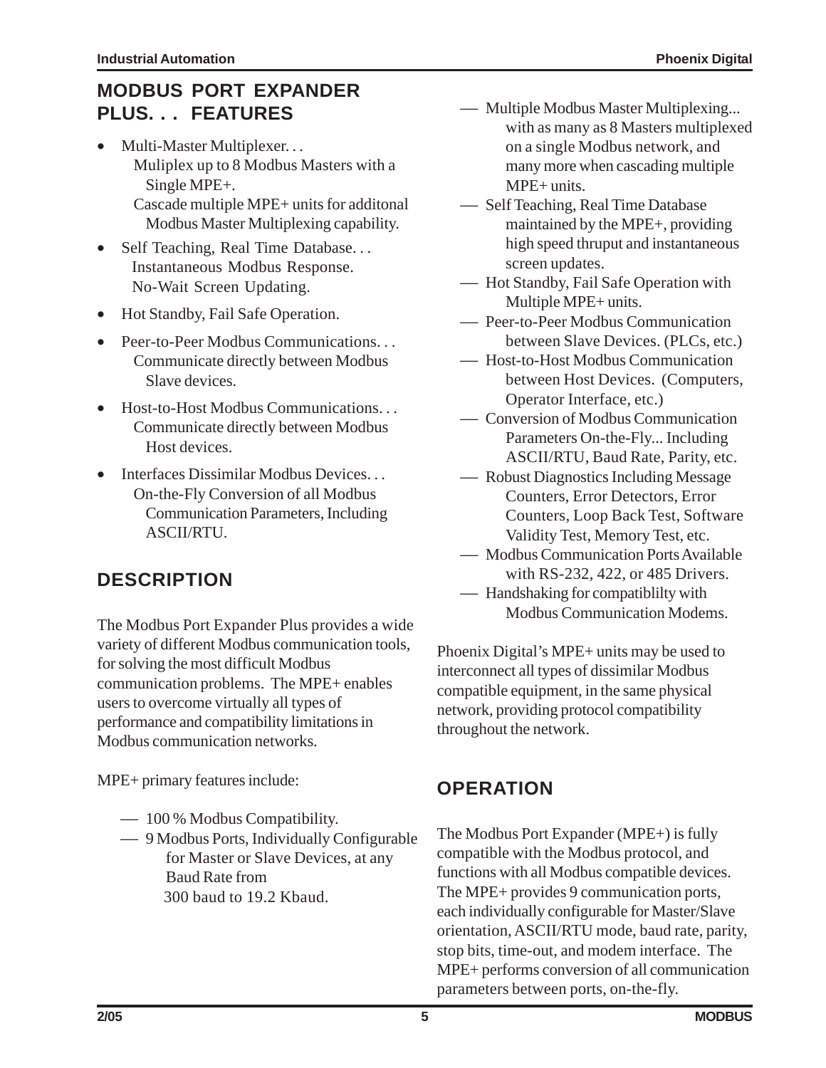## MODBUS PORT EXPANDER PLUS. . . FEATURES

- Multi-Master Multiplexer. . .
  Muliplex up to 8 Modbus Masters with a Single MPE+.
  Cascade multiple MPE+ units for additonal Modbus Master Multiplexing capability.
- Self Teaching, Real Time Database. . .
  Instantaneous Modbus Response.
  No-Wait Screen Updating.
- Hot Standby, Fail Safe Operation.
- Peer-to-Peer Modbus Communications. . .
  Communicate directly between Modbus Slave devices.
- Host-to-Host Modbus Communications. . .
  Communicate directly between Modbus Host devices.
- Interfaces Dissimilar Modbus Devices. . .
  On-the-Fly Conversion of all Modbus Communication Parameters, Including ASCII/RTU.

## DESCRIPTION

The Modbus Port Expander Plus provides a wide variety of different Modbus communication tools, for solving the most difficult Modbus communication problems. The MPE+ enables users to overcome virtually all types of performance and compatibility limitations in Modbus communication networks.

MPE+ primary features include:

- 100 % Modbus Compatibility.
- 9 Modbus Ports, Individually Configurable for Master or Slave Devices, at any Baud Rate from 300 baud to 19.2 Kbaud.
- Multiple Modbus Master Multiplexing... with as many as 8 Masters multiplexed on a single Modbus network, and many more when cascading multiple MPE+ units.
- Self Teaching, Real Time Database maintained by the MPE+, providing high speed thruput and instantaneous screen updates.
- Hot Standby, Fail Safe Operation with Multiple MPE+ units.
- Peer-to-Peer Modbus Communication between Slave Devices. (PLCs, etc.)
- Host-to-Host Modbus Communication between Host Devices. (Computers, Operator Interface, etc.)
- Conversion of Modbus Communication Parameters On-the-Fly... Including ASCII/RTU, Baud Rate, Parity, etc.
- Robust Diagnostics Including Message Counters, Error Detectors, Error Counters, Loop Back Test, Software Validity Test, Memory Test, etc.
- Modbus Communication Ports Available with RS-232, 422, or 485 Drivers.
- Handshaking for compatiblilty with Modbus Communication Modems.

Phoenix Digital's MPE+ units may be used to interconnect all types of dissimilar Modbus compatible equipment, in the same physical network, providing protocol compatibility throughout the network.

## OPERATION

The Modbus Port Expander (MPE+) is fully compatible with the Modbus protocol, and functions with all Modbus compatible devices. The MPE+ provides 9 communication ports, each individually configurable for Master/Slave orientation, ASCII/RTU mode, baud rate, parity, stop bits, time-out, and modem interface. The MPE+ performs conversion of all communication parameters between ports, on-the-fly.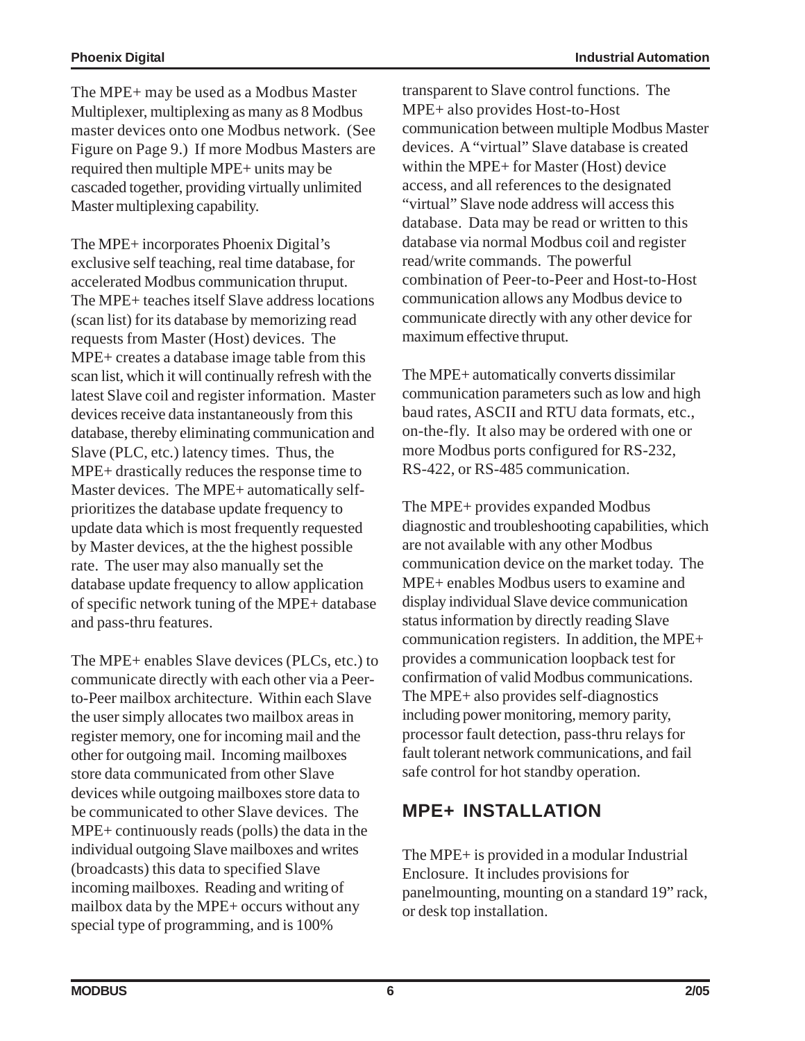The MPE+ may be used as a Modbus Master Multiplexer, multiplexing as many as 8 Modbus master devices onto one Modbus network. (See Figure on Page 9.) If more Modbus Masters are required then multiple MPE+ units may be cascaded together, providing virtually unlimited Master multiplexing capability.

The MPE+ incorporates Phoenix Digital's exclusive self teaching, real time database, for accelerated Modbus communication thruput. The MPE+ teaches itself Slave address locations (scan list) for its database by memorizing read requests from Master (Host) devices. The MPE+ creates a database image table from this scan list, which it will continually refresh with the latest Slave coil and register information. Master devices receive data instantaneously from this database, thereby eliminating communication and Slave (PLC, etc.) latency times. Thus, the MPE+ drastically reduces the response time to Master devices. The MPE+ automatically self-prioritizes the database update frequency to update data which is most frequently requested by Master devices, at the the highest possible rate. The user may also manually set the database update frequency to allow application of specific network tuning of the MPE+ database and pass-thru features.

The MPE+ enables Slave devices (PLCs, etc.) to communicate directly with each other via a Peer-to-Peer mailbox architecture. Within each Slave the user simply allocates two mailbox areas in register memory, one for incoming mail and the other for outgoing mail. Incoming mailboxes store data communicated from other Slave devices while outgoing mailboxes store data to be communicated to other Slave devices. The MPE+ continuously reads (polls) the data in the individual outgoing Slave mailboxes and writes (broadcasts) this data to specified Slave incoming mailboxes. Reading and writing of mailbox data by the MPE+ occurs without any special type of programming, and is 100% transparent to Slave control functions. The MPE+ also provides Host-to-Host communication between multiple Modbus Master devices. A "virtual" Slave database is created within the MPE+ for Master (Host) device access, and all references to the designated "virtual" Slave node address will access this database. Data may be read or written to this database via normal Modbus coil and register read/write commands. The powerful combination of Peer-to-Peer and Host-to-Host communication allows any Modbus device to communicate directly with any other device for maximum effective thruput.

The MPE+ automatically converts dissimilar communication parameters such as low and high baud rates, ASCII and RTU data formats, etc., on-the-fly. It also may be ordered with one or more Modbus ports configured for RS-232, RS-422, or RS-485 communication.

The MPE+ provides expanded Modbus diagnostic and troubleshooting capabilities, which are not available with any other Modbus communication device on the market today. The MPE+ enables Modbus users to examine and display individual Slave device communication status information by directly reading Slave communication registers. In addition, the MPE+ provides a communication loopback test for confirmation of valid Modbus communications. The MPE+ also provides self-diagnostics including power monitoring, memory parity, processor fault detection, pass-thru relays for fault tolerant network communications, and fail safe control for hot standby operation.

## MPE+ INSTALLATION

The MPE+ is provided in a modular Industrial Enclosure. It includes provisions for panelmounting, mounting on a standard 19" rack, or desk top installation.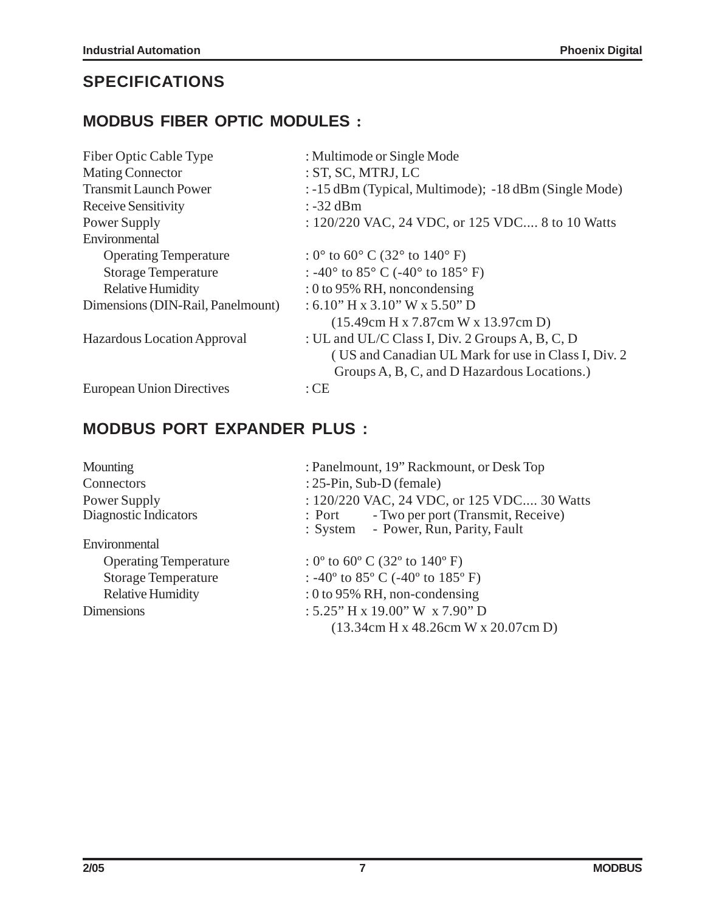## SPECIFICATIONS

### MODBUS FIBER OPTIC MODULES :

| | |
|---|---|
| Fiber Optic Cable Type | : Multimode or Single Mode |
| Mating Connector | : ST, SC, MTRJ, LC |
| Transmit Launch Power | : -15 dBm (Typical, Multimode); -18 dBm (Single Mode) |
| Receive Sensitivity | : -32 dBm |
| Power Supply | : 120/220 VAC, 24 VDC, or 125 VDC.... 8 to 10 Watts |
| Environmental | |
| Operating Temperature | : 0° to 60° C (32° to 140° F) |
| Storage Temperature | : -40° to 85° C (-40° to 185° F) |
| Relative Humidity | : 0 to 95% RH, noncondensing |
| Dimensions (DIN-Rail, Panelmount) | : 6.10" H x 3.10" W x 5.50" D (15.49cm H x 7.87cm W x 13.97cm D) |
| Hazardous Location Approval | : UL and UL/C Class I, Div. 2 Groups A, B, C, D ( US and Canadian UL Mark for use in Class I, Div. 2 Groups A, B, C, and D Hazardous Locations.) |
| European Union Directives | : CE |

### MODBUS PORT EXPANDER PLUS :

| | |
|---|---|
| Mounting | : Panelmount, 19" Rackmount, or Desk Top |
| Connectors | : 25-Pin, Sub-D (female) |
| Power Supply | : 120/220 VAC, 24 VDC, or 125 VDC.... 30 Watts |
| Diagnostic Indicators | : Port - Two per port (Transmit, Receive)<br>: System - Power, Run, Parity, Fault |
| Environmental | |
| Operating Temperature | : 0º to 60º C (32º to 140º F) |
| Storage Temperature | : -40º to 85º C (-40º to 185º F) |
| Relative Humidity | : 0 to 95% RH, non-condensing |
| Dimensions | : 5.25" H x 19.00" W x 7.90" D (13.34cm H x 48.26cm W x 20.07cm D) |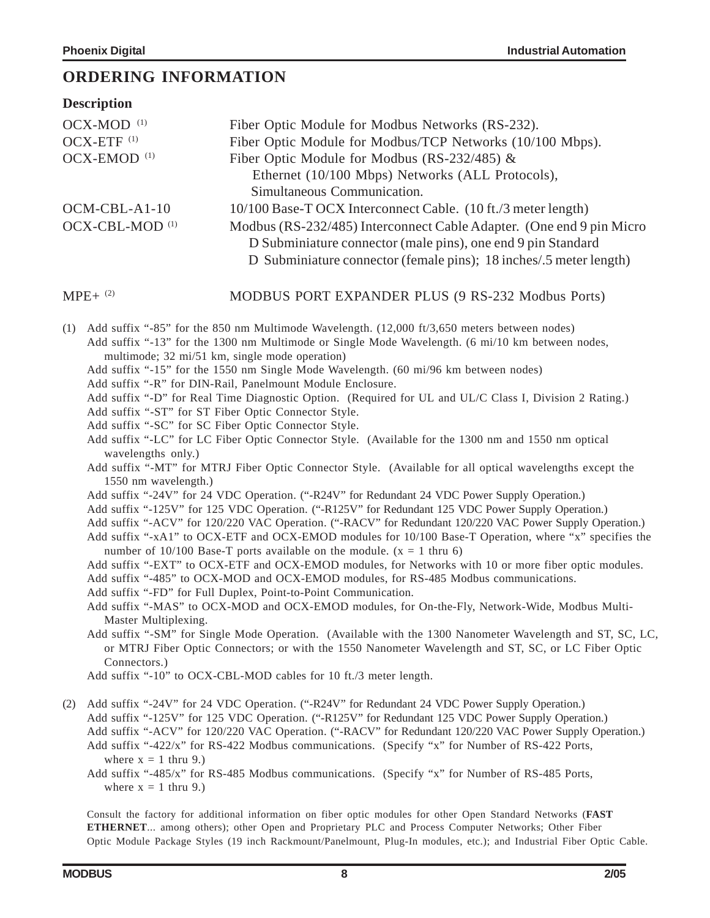# ORDERING INFORMATION

## Description

| | |
|---|---|
| OCX-MOD [(1)] | Fiber Optic Module for Modbus Networks (RS-232). |
| OCX-ETF [(1)] | Fiber Optic Module for Modbus/TCP Networks (10/100 Mbps). |
| OCX-EMOD [(1)] | Fiber Optic Module for Modbus (RS-232/485) & Ethernet (10/100 Mbps) Networks (ALL Protocols), Simultaneous Communication. |
| OCM-CBL-A1-10 | 10/100 Base-T OCX Interconnect Cable. (10 ft./3 meter length) |
| OCX-CBL-MOD [(1)] | Modbus (RS-232/485) Interconnect Cable Adapter. (One end 9 pin Micro D Subminiature connector (male pins), one end 9 pin Standard D Subminiature connector (female pins); 18 inches/.5 meter length) |
| MPE+ [(2)] | MODBUS PORT EXPANDER PLUS (9 RS-232 Modbus Ports) |

(1) Add suffix "-85" for the 850 nm Multimode Wavelength. (12,000 ft/3,650 meters between nodes)
Add suffix "-13" for the 1300 nm Multimode or Single Mode Wavelength. (6 mi/10 km between nodes, multimode; 32 mi/51 km, single mode operation)
Add suffix "-15" for the 1550 nm Single Mode Wavelength. (60 mi/96 km between nodes)
Add suffix "-R" for DIN-Rail, Panelmount Module Enclosure.
Add suffix "-D" for Real Time Diagnostic Option. (Required for UL and UL/C Class I, Division 2 Rating.)
Add suffix "-ST" for ST Fiber Optic Connector Style.
Add suffix "-SC" for SC Fiber Optic Connector Style.
Add suffix "-LC" for LC Fiber Optic Connector Style. (Available for the 1300 nm and 1550 nm optical wavelengths only.)
Add suffix "-MT" for MTRJ Fiber Optic Connector Style. (Available for all optical wavelengths except the 1550 nm wavelength.)
Add suffix "-24V" for 24 VDC Operation. ("-R24V" for Redundant 24 VDC Power Supply Operation.)
Add suffix "-125V" for 125 VDC Operation. ("-R125V" for Redundant 125 VDC Power Supply Operation.)
Add suffix "-ACV" for 120/220 VAC Operation. ("-RACV" for Redundant 120/220 VAC Power Supply Operation.)
Add suffix "-xA1" to OCX-ETF and OCX-EMOD modules for 10/100 Base-T Operation, where "x" specifies the number of 10/100 Base-T ports available on the module. (x = 1 thru 6)
Add suffix "-EXT" to OCX-ETF and OCX-EMOD modules, for Networks with 10 or more fiber optic modules.
Add suffix "-485" to OCX-MOD and OCX-EMOD modules, for RS-485 Modbus communications.
Add suffix "-FD" for Full Duplex, Point-to-Point Communication.
Add suffix "-MAS" to OCX-MOD and OCX-EMOD modules, for On-the-Fly, Network-Wide, Modbus Multi-Master Multiplexing.
Add suffix "-SM" for Single Mode Operation. (Available with the 1300 Nanometer Wavelength and ST, SC, LC, or MTRJ Fiber Optic Connectors; or with the 1550 Nanometer Wavelength and ST, SC, or LC Fiber Optic Connectors.)
Add suffix "-10" to OCX-CBL-MOD cables for 10 ft./3 meter length.

(2) Add suffix "-24V" for 24 VDC Operation. ("-R24V" for Redundant 24 VDC Power Supply Operation.)
Add suffix "-125V" for 125 VDC Operation. ("-R125V" for Redundant 125 VDC Power Supply Operation.)
Add suffix "-ACV" for 120/220 VAC Operation. ("-RACV" for Redundant 120/220 VAC Power Supply Operation.)
Add suffix "-422/x" for RS-422 Modbus communications. (Specify "x" for Number of RS-422 Ports, where x = 1 thru 9.)
Add suffix "-485/x" for RS-485 Modbus communications. (Specify "x" for Number of RS-485 Ports, where x = 1 thru 9.)

Consult the factory for additional information on fiber optic modules for other Open Standard Networks (**FAST ETHERNET**... among others); other Open and Proprietary PLC and Process Computer Networks; Other Fiber Optic Module Package Styles (19 inch Rackmount/Panelmount, Plug-In modules, etc.); and Industrial Fiber Optic Cable.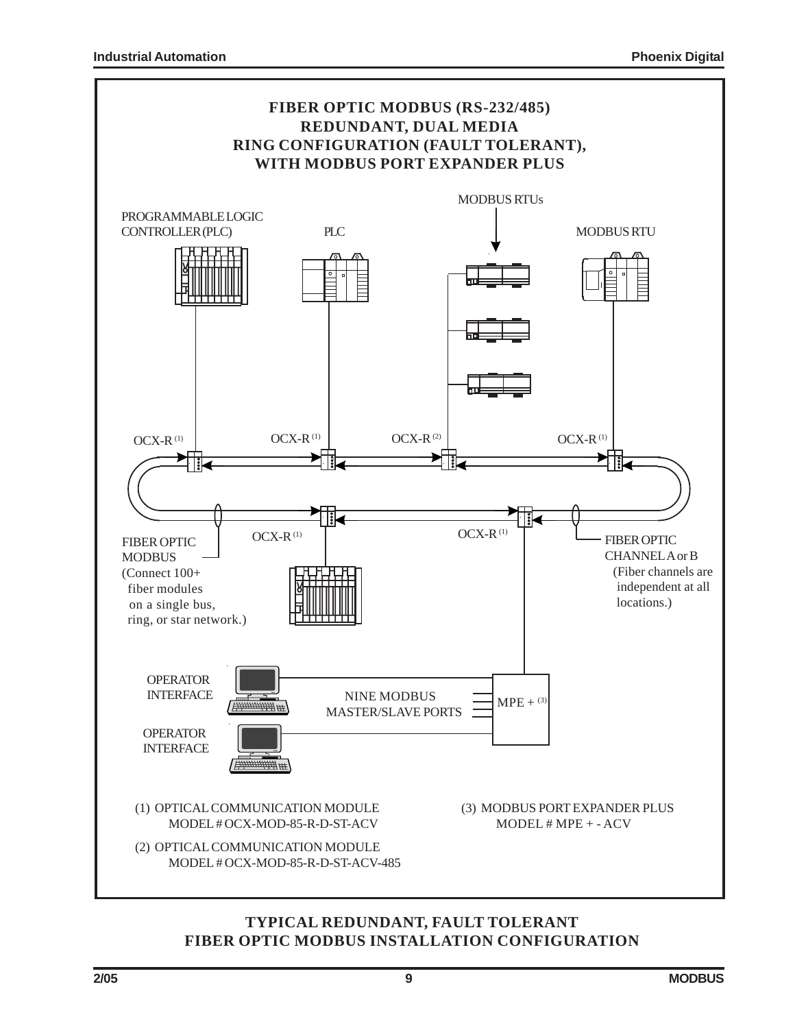## FIBER OPTIC MODBUS (RS-232/485) REDUNDANT, DUAL MEDIA RING CONFIGURATION (FAULT TOLERANT), WITH MODBUS PORT EXPANDER PLUS

MODBUS RTUs

PROGRAMMABLE LOGIC CONTROLLER (PLC)

PLC

MODBUS RTU

OCX-R (1)

OCX-R (1)

OCX-R (2)

OCX-R (1)

OCX-R (1)

OCX-R (1)

FIBER OPTIC MODBUS (Connect 100+ fiber modules on a single bus, ring, or star network.)

FIBER OPTIC CHANNEL A or B (Fiber channels are independent at all locations.)

OPERATOR INTERFACE

OPERATOR INTERFACE

NINE MODBUS MASTER/SLAVE PORTS

MPE + (3)

(1) OPTICAL COMMUNICATION MODULE
MODEL # OCX-MOD-85-R-D-ST-ACV

(2) OPTICAL COMMUNICATION MODULE
MODEL # OCX-MOD-85-R-D-ST-ACV-485

(3) MODBUS PORT EXPANDER PLUS
MODEL # MPE + - ACV

**TYPICAL REDUNDANT, FAULT TOLERANT FIBER OPTIC MODBUS INSTALLATION CONFIGURATION**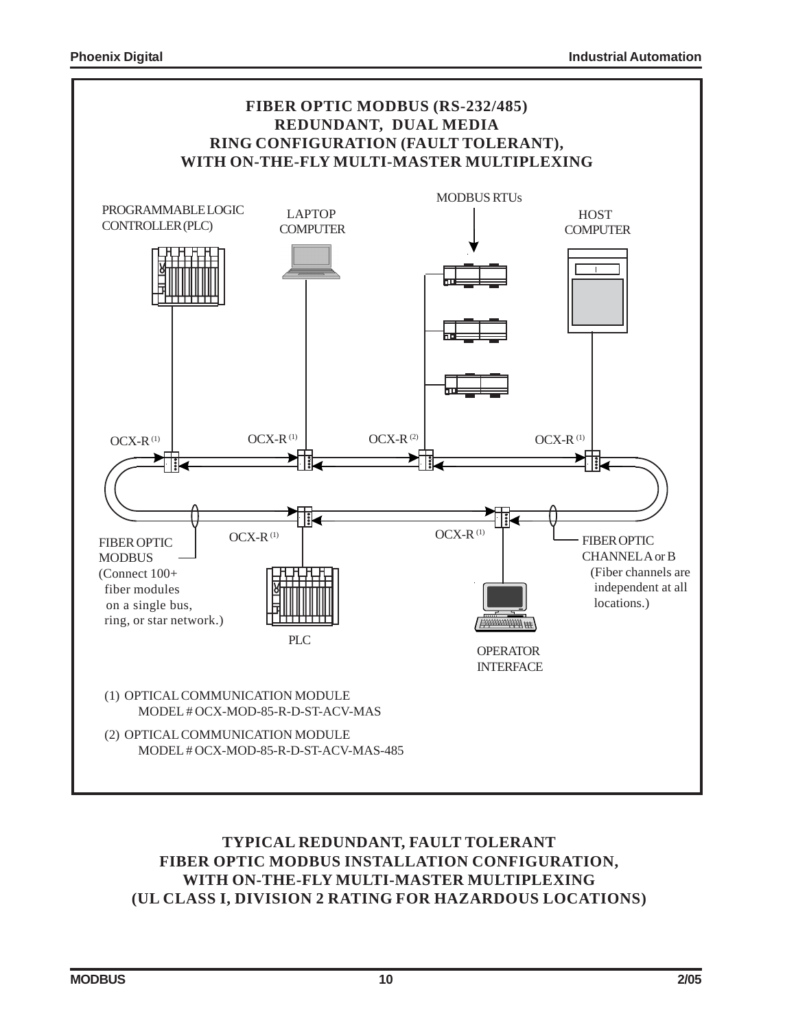# FIBER OPTIC MODBUS (RS-232/485) REDUNDANT, DUAL MEDIA RING CONFIGURATION (FAULT TOLERANT), WITH ON-THE-FLY MULTI-MASTER MULTIPLEXING

PROGRAMMABLE LOGIC CONTROLLER (PLC)

LAPTOP COMPUTER

MODBUS RTUs

HOST COMPUTER

OCX-R (1)

OCX-R (1)

OCX-R (2)

OCX-R (1)

OCX-R (1)

OCX-R (1)

FIBER OPTIC MODBUS (Connect 100+ fiber modules on a single bus, ring, or star network.)

PLC

OPERATOR INTERFACE

FIBER OPTIC CHANNEL A or B (Fiber channels are independent at all locations.)

(1) OPTICAL COMMUNICATION MODULE
MODEL # OCX-MOD-85-R-D-ST-ACV-MAS

(2) OPTICAL COMMUNICATION MODULE
MODEL # OCX-MOD-85-R-D-ST-ACV-MAS-485

**TYPICAL REDUNDANT, FAULT TOLERANT FIBER OPTIC MODBUS INSTALLATION CONFIGURATION, WITH ON-THE-FLY MULTI-MASTER MULTIPLEXING (UL CLASS I, DIVISION 2 RATING FOR HAZARDOUS LOCATIONS)**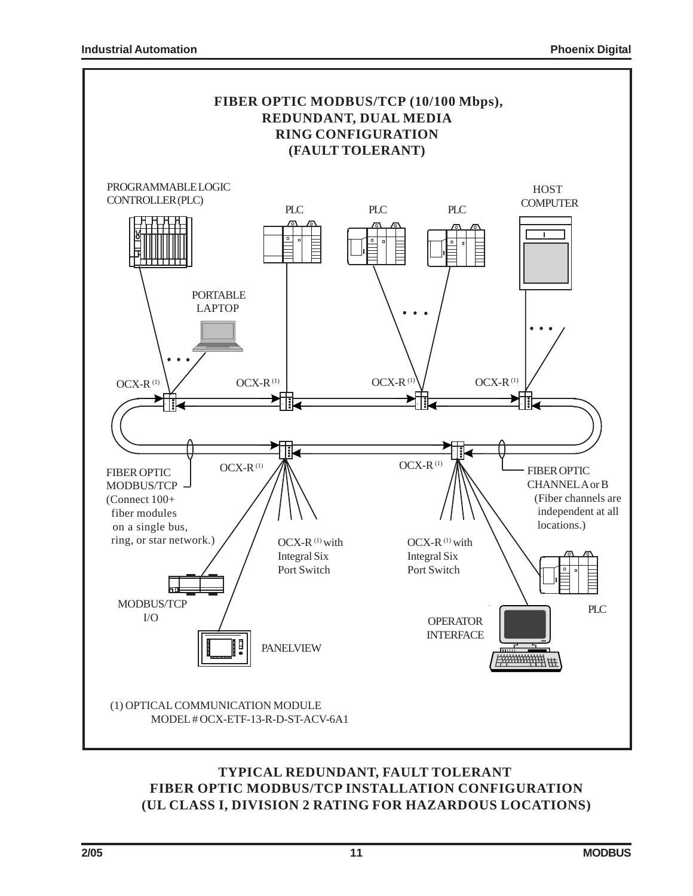# FIBER OPTIC MODBUS/TCP (10/100 Mbps), REDUNDANT, DUAL MEDIA RING CONFIGURATION (FAULT TOLERANT)

PROGRAMMABLE LOGIC CONTROLLER (PLC)

PLC

PLC

PLC

HOST COMPUTER

PORTABLE LAPTOP

OCX-R (1)

OCX-R (1)

OCX-R (1)

OCX-R (1)

OCX-R (1)

OCX-R (1)

FIBER OPTIC MODBUS/TCP (Connect 100+ fiber modules on a single bus, ring, or star network.)

FIBER OPTIC CHANNEL A or B (Fiber channels are independent at all locations.)

OCX-R (1) with Integral Six Port Switch

OCX-R (1) with Integral Six Port Switch

MODBUS/TCP I/O

PANELVIEW

OPERATOR INTERFACE

PLC

(1) OPTICAL COMMUNICATION MODULE
MODEL # OCX-ETF-13-R-D-ST-ACV-6A1

**TYPICAL REDUNDANT, FAULT TOLERANT FIBER OPTIC MODBUS/TCP INSTALLATION CONFIGURATION (UL CLASS I, DIVISION 2 RATING FOR HAZARDOUS LOCATIONS)**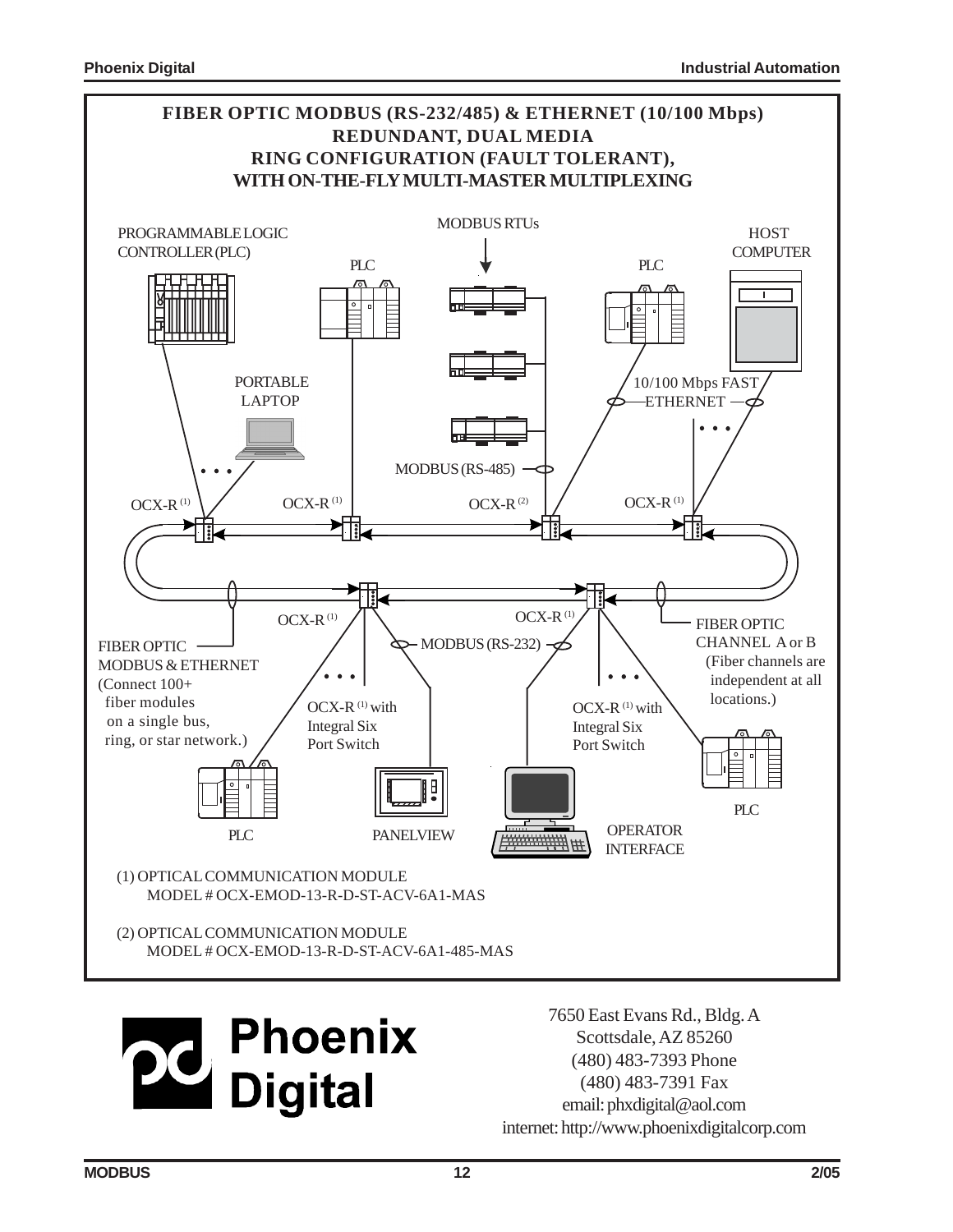## FIBER OPTIC MODBUS (RS-232/485) & ETHERNET (10/100 Mbps) REDUNDANT, DUAL MEDIA RING CONFIGURATION (FAULT TOLERANT), WITH ON-THE-FLY MULTI-MASTER MULTIPLEXING

PROGRAMMABLE LOGIC CONTROLLER (PLC)

PLC

MODBUS RTUs

PLC

HOST COMPUTER

PORTABLE LAPTOP

10/100 Mbps FAST ETHERNET

MODBUS (RS-485)

OCX-R (1)

OCX-R (1)

OCX-R (2)

OCX-R (1)

OCX-R (1)

OCX-R (1)

FIBER OPTIC MODBUS & ETHERNET (Connect 100+ fiber modules on a single bus, ring, or star network.)

MODBUS (RS-232)

FIBER OPTIC CHANNEL A or B (Fiber channels are independent at all locations.)

OCX-R (1) with Integral Six Port Switch

OCX-R (1) with Integral Six Port Switch

PLC

PANELVIEW

OPERATOR INTERFACE

PLC

(1) OPTICAL COMMUNICATION MODULE
MODEL # OCX-EMOD-13-R-D-ST-ACV-6A1-MAS

(2) OPTICAL COMMUNICATION MODULE
MODEL # OCX-EMOD-13-R-D-ST-ACV-6A1-485-MAS

**Phoenix Digital**

7650 East Evans Rd., Bldg. A
Scottsdale, AZ 85260
(480) 483-7393 Phone
(480) 483-7391 Fax
email: phxdigital@aol.com
internet: http://www.phoenixdigitalcorp.com